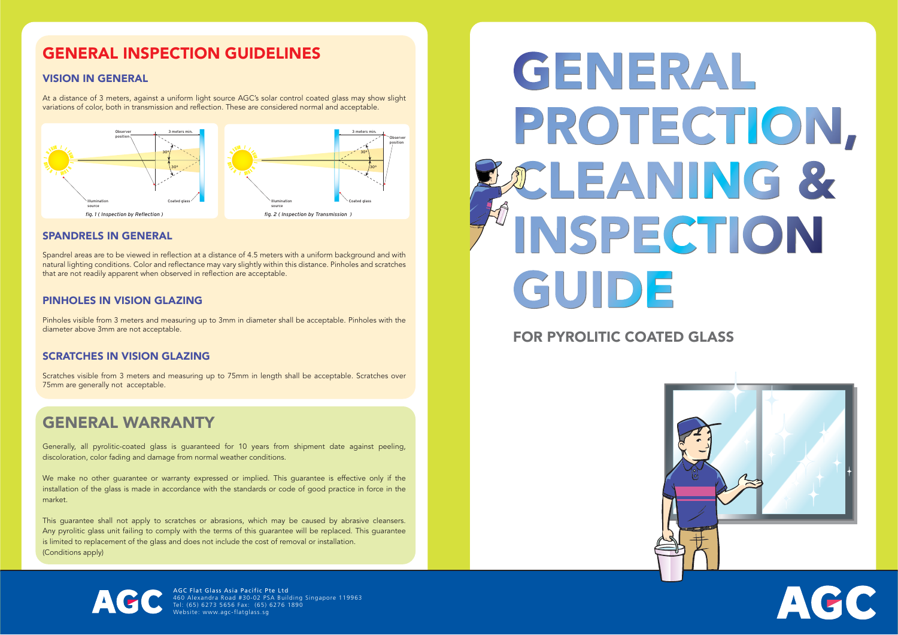# GENERAL PROTECTION, CLEANING & INSPECTION GUIDE

## FOR PYROLITIC COATED GLASS

## GENERAL INSPECTION GUIDELINES

### VISION IN GENERAL

At a distance of 3 meters, against a uniform light source AGC's solar control coated glass may show slight variations of color, both in transmission and reflection. These are considered normal and acceptable.

Observer position — 3 meters min. — 30° — 30° — Illumination source — Coated glass

*fig. 1 ( Inspection by Reflection )*

3 meters min. — Observer position — 30° — 30° — Illumination source — Coated glass

*fig. 2 ( Inspection by Transmission )*

### SPANDRELS IN GENERAL

Spandrel areas are to be viewed in reflection at a distance of 4.5 meters with a uniform background and with natural lighting conditions. Color and reflectance may vary slightly within this distance. Pinholes and scratches that are not readily apparent when observed in reflection are acceptable.

### PINHOLES IN VISION GLAZING

Pinholes visible from 3 meters and measuring up to 3mm in diameter shall be acceptable. Pinholes with the diameter above 3mm are not acceptable.

### SCRATCHES IN VISION GLAZING

Scratches visible from 3 meters and measuring up to 75mm in length shall be acceptable. Scratches over 75mm are generally not acceptable.

## GENERAL WARRANTY

Generally, all pyrolitic-coated glass is guaranteed for 10 years from shipment date against peeling, discoloration, color fading and damage from normal weather conditions.

We make no other guarantee or warranty expressed or implied. This guarantee is effective only if the installation of the glass is made in accordance with the standards or code of good practice in force in the market.

This guarantee shall not apply to scratches or abrasions, which may be caused by abrasive cleansers. Any pyrolitic glass unit failing to comply with the terms of this guarantee will be replaced. This guarantee is limited to replacement of the glass and does not include the cost of removal or installation.
(Conditions apply)

AGC

AGC Flat Glass Asia Pacific Pte Ltd
460 Alexandra Road #30-02 PSA Building Singapore 119963
Tel: (65) 6273 5656 Fax: (65) 6276 1890
Website: www.agc-flatglass.sg

AGC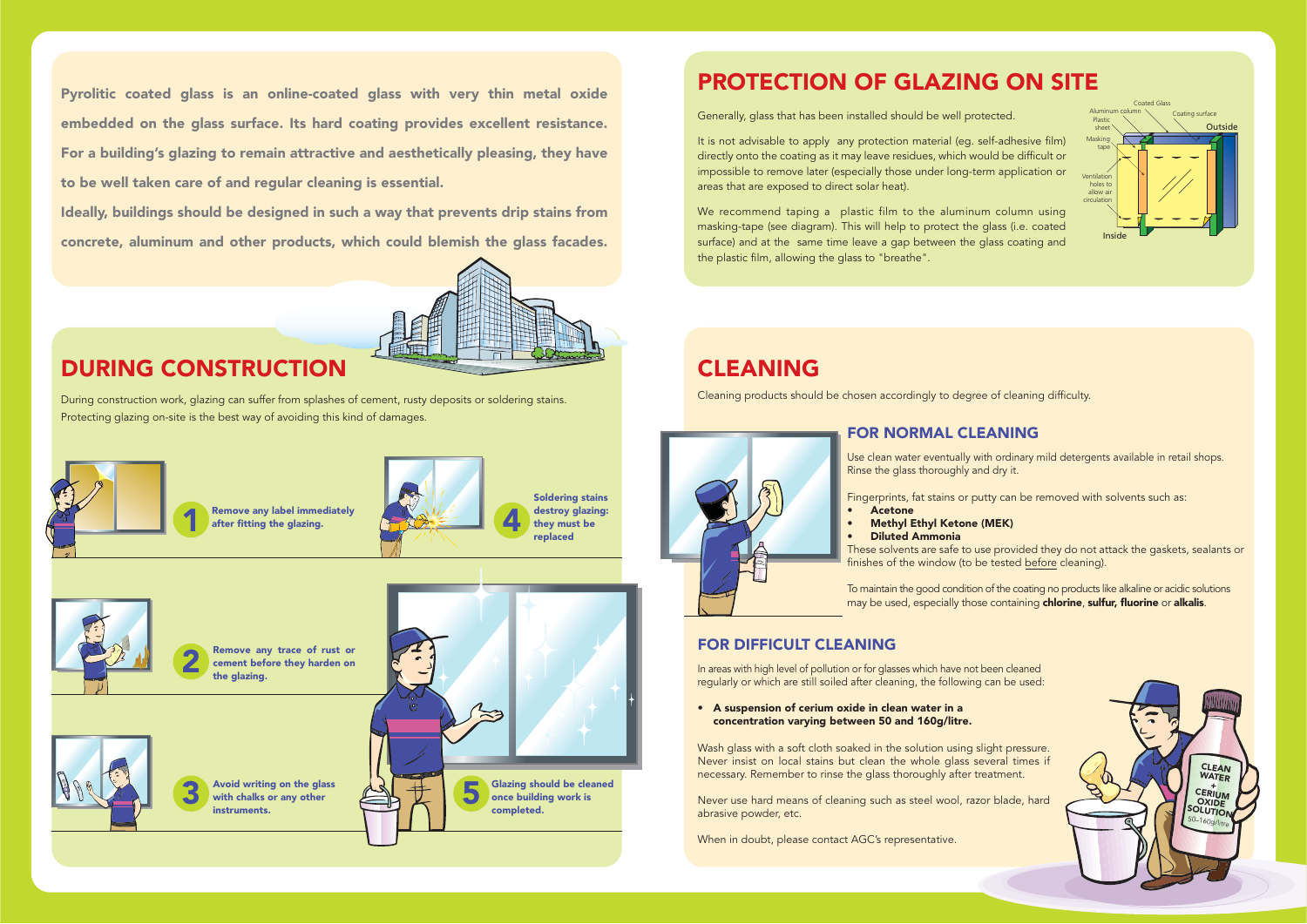Pyrolitic coated glass is an online-coated glass with very thin metal oxide embedded on the glass surface. Its hard coating provides excellent resistance. For a building's glazing to remain attractive and aesthetically pleasing, they have to be well taken care of and regular cleaning is essential.

Ideally, buildings should be designed in such a way that prevents drip stains from concrete, aluminum and other products, which could blemish the glass facades.

## DURING CONSTRUCTION

During construction work, glazing can suffer from splashes of cement, rusty deposits or soldering stains. Protecting glazing on-site is the best way of avoiding this kind of damages.

1. Remove any label immediately after fitting the glazing.
2. Remove any trace of rust or cement before they harden on the glazing.
3. Avoid writing on the glass with chalks or any other instruments.
4. Soldering stains destroy glazing: they must be replaced
5. Glazing should be cleaned once building work is completed.

## PROTECTION OF GLAZING ON SITE

Generally, glass that has been installed should be well protected.

It is not advisable to apply any protection material (eg. self-adhesive film) directly onto the coating as it may leave residues, which would be difficult or impossible to remove later (especially those under long-term application or areas that are exposed to direct solar heat).

We recommend taping a plastic film to the aluminum column using masking-tape (see diagram). This will help to protect the glass (i.e. coated surface) and at the same time leave a gap between the glass coating and the plastic film, allowing the glass to "breathe".

Coated Glass
Aluminum column
Coating surface
Plastic sheet
Outside
Masking tape
Ventilation holes to allow air circulation
Inside

## CLEANING

Cleaning products should be chosen accordingly to degree of cleaning difficulty.

### FOR NORMAL CLEANING

Use clean water eventually with ordinary mild detergents available in retail shops. Rinse the glass thoroughly and dry it.

Fingerprints, fat stains or putty can be removed with solvents such as:

- **Acetone**
- **Methyl Ethyl Ketone (MEK)**
- **Diluted Ammonia**

These solvents are safe to use provided they do not attack the gaskets, sealants or finishes of the window (to be tested before cleaning).

To maintain the good condition of the coating no products like alkaline or acidic solutions may be used, especially those containing **chlorine**, **sulfur, fluorine** or **alkalis**.

### FOR DIFFICULT CLEANING

In areas with high level of pollution or for glasses which have not been cleaned regularly or which are still soiled after cleaning, the following can be used:

- **A suspension of cerium oxide in clean water in a concentration varying between 50 and 160g/litre.**

Wash glass with a soft cloth soaked in the solution using slight pressure. Never insist on local stains but clean the whole glass several times if necessary. Remember to rinse the glass thoroughly after treatment.

Never use hard means of cleaning such as steel wool, razor blade, hard abrasive powder, etc.

When in doubt, please contact AGC's representative.

CLEAN WATER + CERIUM OXIDE SOLUTION 50–160g/litre